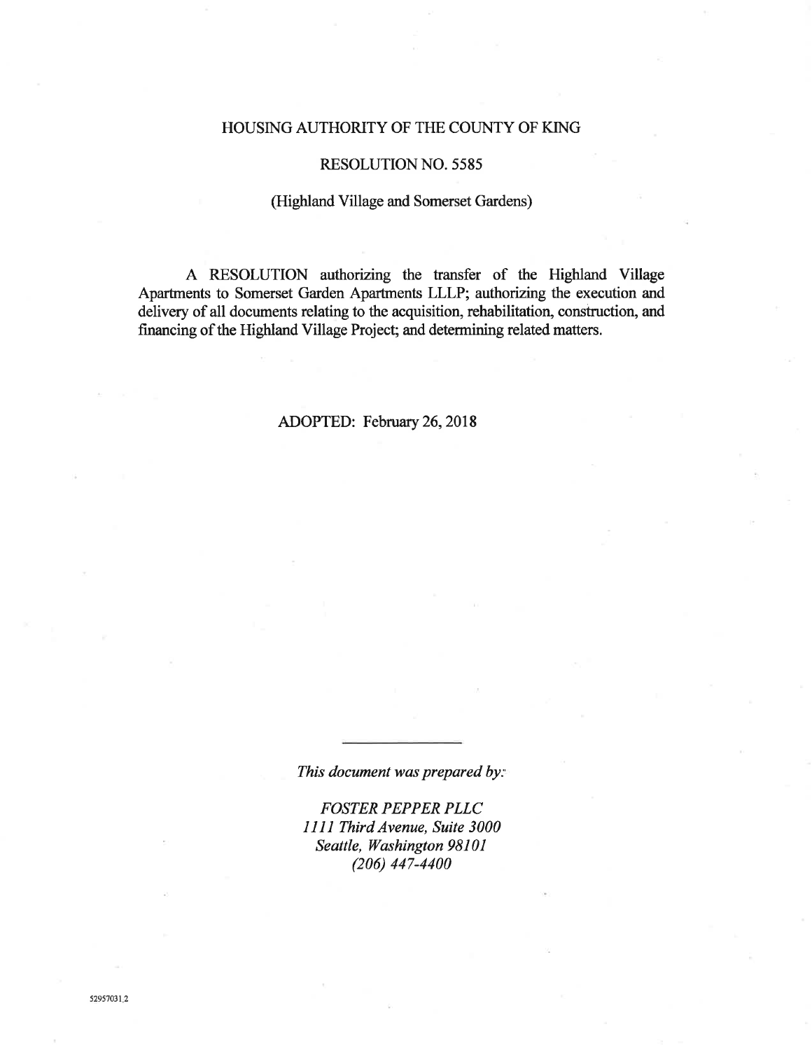# HOUSING AUTHORITY OF THE COUNTY OF KING

## RESOLUTION NO. 5585

### (Highland Village and Somerset Gardens)

A RESOLUTION authorizing the transfer of the Highland Village Apartments to Somerset Garden Apartments LLLP; authorizing the execution and delivery of all documents relating to the acquisition, rehabilitation, construction, and financing of the Highland Village Project; and determining related matters.

ADOPTED: February 26, 2018

---

*This document was prepared by:*

*FOSTER PEPPER PLLC*
*1111 Third Avenue, Suite 3000*
*Seattle, Washington 98101*
*(206) 447-4400*

52957031.2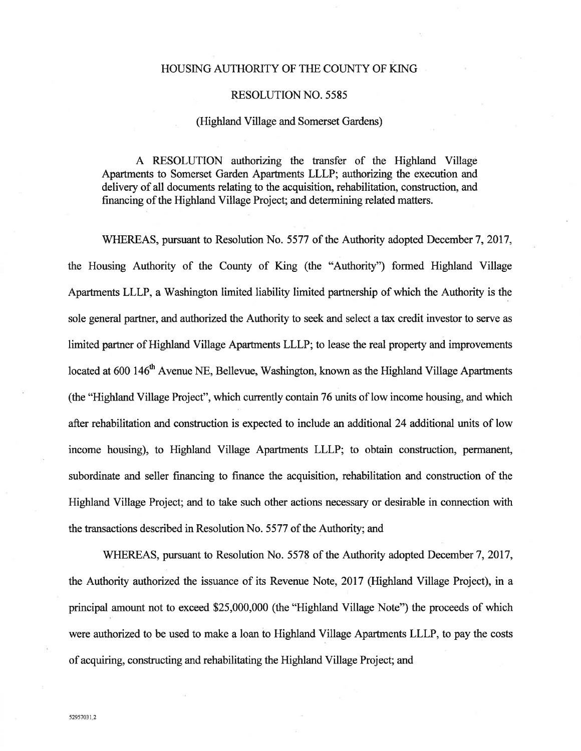HOUSING AUTHORITY OF THE COUNTY OF KING

RESOLUTION NO. 5585

(Highland Village and Somerset Gardens)

A RESOLUTION authorizing the transfer of the Highland Village Apartments to Somerset Garden Apartments LLLP; authorizing the execution and delivery of all documents relating to the acquisition, rehabilitation, construction, and financing of the Highland Village Project; and determining related matters.

WHEREAS, pursuant to Resolution No. 5577 of the Authority adopted December 7, 2017, the Housing Authority of the County of King (the "Authority") formed Highland Village Apartments LLLP, a Washington limited liability limited partnership of which the Authority is the sole general partner, and authorized the Authority to seek and select a tax credit investor to serve as limited partner of Highland Village Apartments LLLP; to lease the real property and improvements located at 600 146th Avenue NE, Bellevue, Washington, known as the Highland Village Apartments (the "Highland Village Project", which currently contain 76 units of low income housing, and which after rehabilitation and construction is expected to include an additional 24 additional units of low income housing), to Highland Village Apartments LLLP; to obtain construction, permanent, subordinate and seller financing to finance the acquisition, rehabilitation and construction of the Highland Village Project; and to take such other actions necessary or desirable in connection with the transactions described in Resolution No. 5577 of the Authority; and

WHEREAS, pursuant to Resolution No. 5578 of the Authority adopted December 7, 2017, the Authority authorized the issuance of its Revenue Note, 2017 (Highland Village Project), in a principal amount not to exceed $25,000,000 (the "Highland Village Note") the proceeds of which were authorized to be used to make a loan to Highland Village Apartments LLLP, to pay the costs of acquiring, constructing and rehabilitating the Highland Village Project; and

52957031.2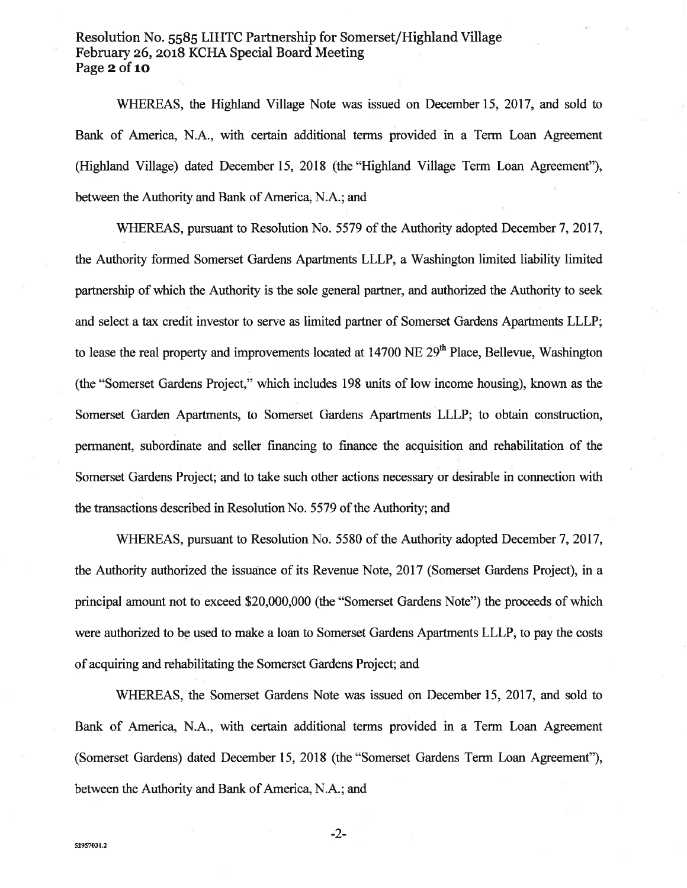WHEREAS, the Highland Village Note was issued on December 15, 2017, and sold to Bank of America, N.A., with certain additional terms provided in a Term Loan Agreement (Highland Village) dated December 15, 2018 (the "Highland Village Term Loan Agreement"), between the Authority and Bank of America, N.A.; and

WHEREAS, pursuant to Resolution No. 5579 of the Authority adopted December 7, 2017, the Authority formed Somerset Gardens Apartments LLLP, a Washington limited liability limited partnership of which the Authority is the sole general partner, and authorized the Authority to seek and select a tax credit investor to serve as limited partner of Somerset Gardens Apartments LLLP; to lease the real property and improvements located at 14700 NE 29th Place, Bellevue, Washington (the "Somerset Gardens Project," which includes 198 units of low income housing), known as the Somerset Garden Apartments, to Somerset Gardens Apartments LLLP; to obtain construction, permanent, subordinate and seller financing to finance the acquisition and rehabilitation of the Somerset Gardens Project; and to take such other actions necessary or desirable in connection with the transactions described in Resolution No. 5579 of the Authority; and

WHEREAS, pursuant to Resolution No. 5580 of the Authority adopted December 7, 2017, the Authority authorized the issuance of its Revenue Note, 2017 (Somerset Gardens Project), in a principal amount not to exceed $20,000,000 (the "Somerset Gardens Note") the proceeds of which were authorized to be used to make a loan to Somerset Gardens Apartments LLLP, to pay the costs of acquiring and rehabilitating the Somerset Gardens Project; and

WHEREAS, the Somerset Gardens Note was issued on December 15, 2017, and sold to Bank of America, N.A., with certain additional terms provided in a Term Loan Agreement (Somerset Gardens) dated December 15, 2018 (the "Somerset Gardens Term Loan Agreement"), between the Authority and Bank of America, N.A.; and

52957031.2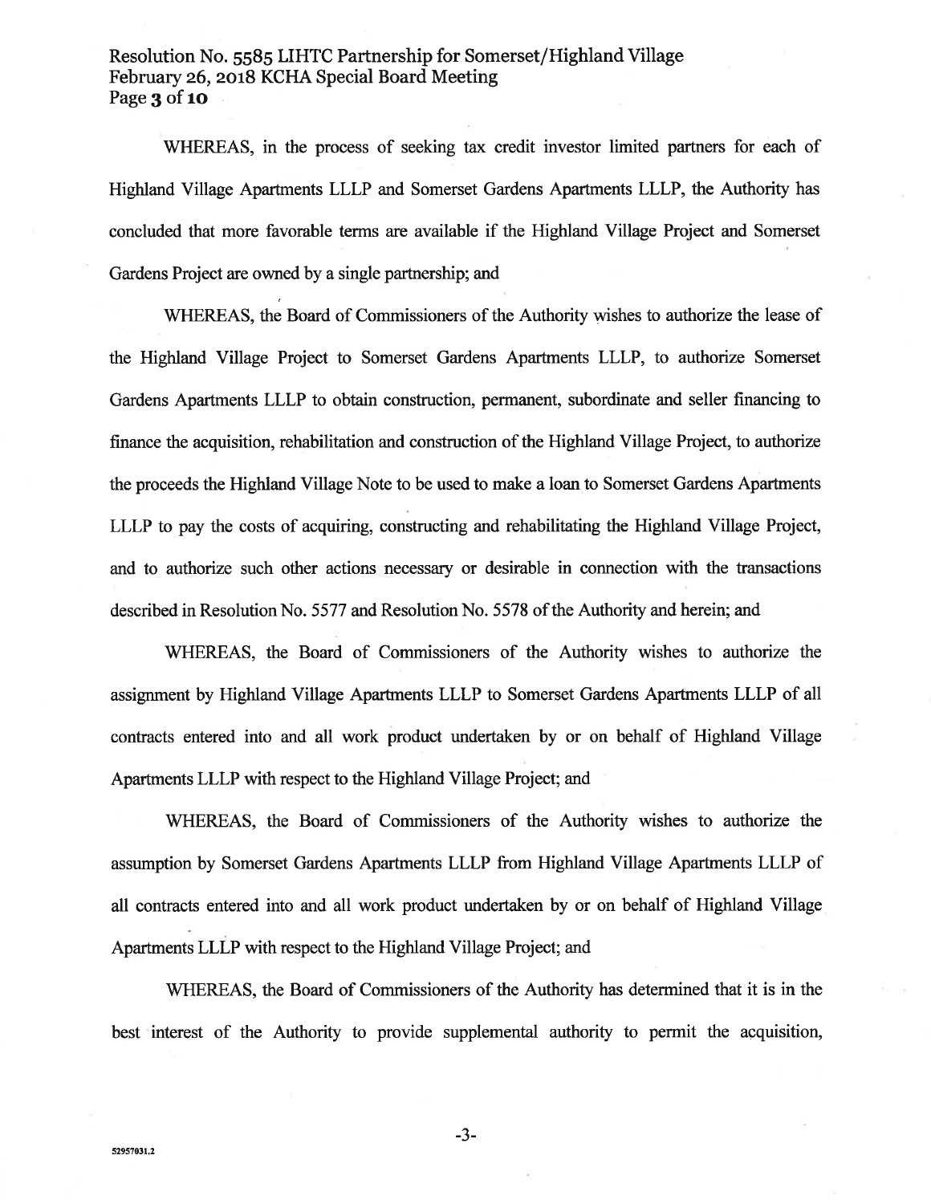WHEREAS, in the process of seeking tax credit investor limited partners for each of Highland Village Apartments LLLP and Somerset Gardens Apartments LLLP, the Authority has concluded that more favorable terms are available if the Highland Village Project and Somerset Gardens Project are owned by a single partnership; and

WHEREAS, the Board of Commissioners of the Authority wishes to authorize the lease of the Highland Village Project to Somerset Gardens Apartments LLLP, to authorize Somerset Gardens Apartments LLLP to obtain construction, permanent, subordinate and seller financing to finance the acquisition, rehabilitation and construction of the Highland Village Project, to authorize the proceeds the Highland Village Note to be used to make a loan to Somerset Gardens Apartments LLLP to pay the costs of acquiring, constructing and rehabilitating the Highland Village Project, and to authorize such other actions necessary or desirable in connection with the transactions described in Resolution No. 5577 and Resolution No. 5578 of the Authority and herein; and

WHEREAS, the Board of Commissioners of the Authority wishes to authorize the assignment by Highland Village Apartments LLLP to Somerset Gardens Apartments LLLP of all contracts entered into and all work product undertaken by or on behalf of Highland Village Apartments LLLP with respect to the Highland Village Project; and

WHEREAS, the Board of Commissioners of the Authority wishes to authorize the assumption by Somerset Gardens Apartments LLLP from Highland Village Apartments LLLP of all contracts entered into and all work product undertaken by or on behalf of Highland Village Apartments LLLP with respect to the Highland Village Project; and

WHEREAS, the Board of Commissioners of the Authority has determined that it is in the best interest of the Authority to provide supplemental authority to permit the acquisition,

52957031.2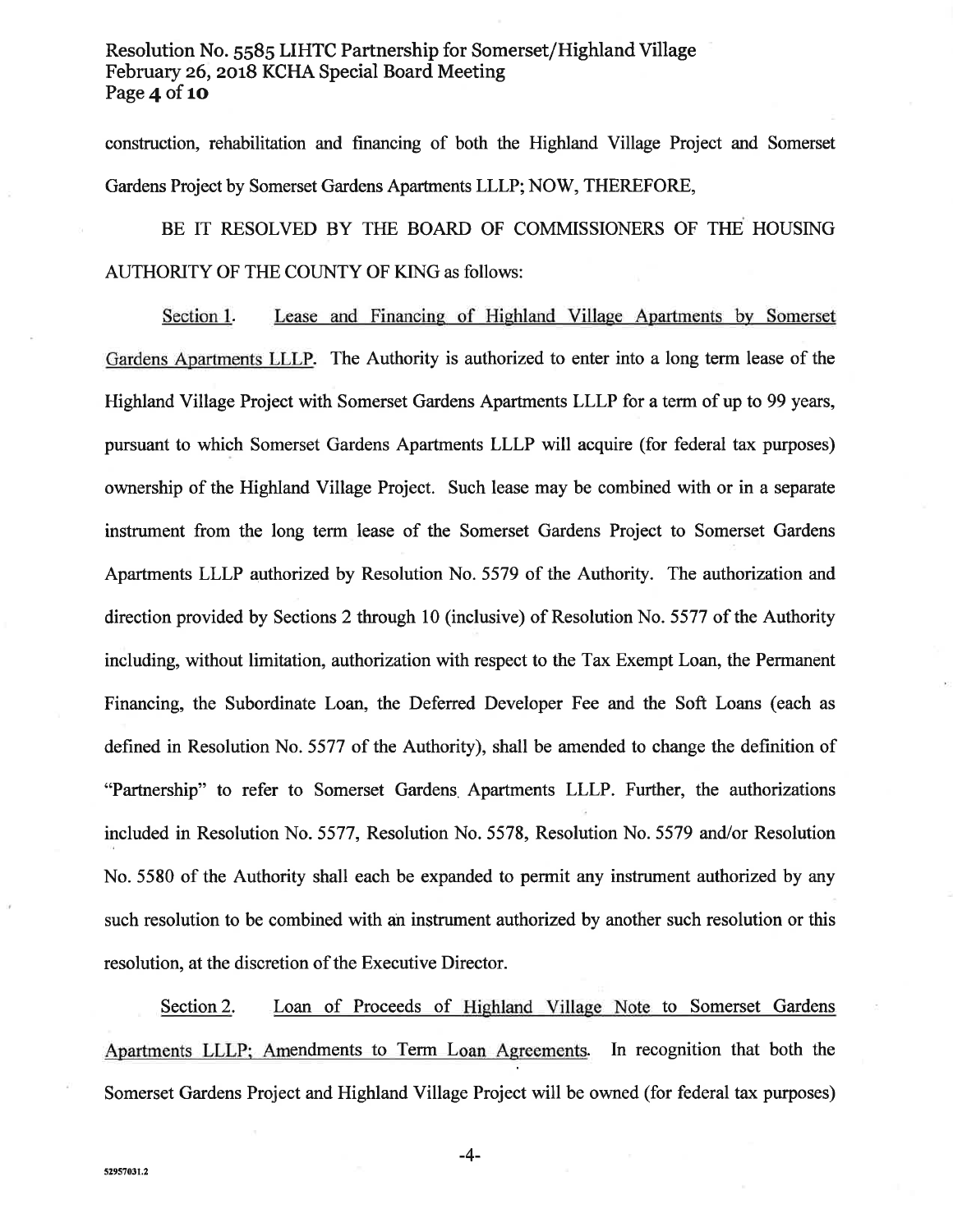construction, rehabilitation and financing of both the Highland Village Project and Somerset Gardens Project by Somerset Gardens Apartments LLLP; NOW, THEREFORE,

BE IT RESOLVED BY THE BOARD OF COMMISSIONERS OF THE HOUSING AUTHORITY OF THE COUNTY OF KING as follows:

Section 1. Lease and Financing of Highland Village Apartments by Somerset Gardens Apartments LLLP. The Authority is authorized to enter into a long term lease of the Highland Village Project with Somerset Gardens Apartments LLLP for a term of up to 99 years, pursuant to which Somerset Gardens Apartments LLLP will acquire (for federal tax purposes) ownership of the Highland Village Project. Such lease may be combined with or in a separate instrument from the long term lease of the Somerset Gardens Project to Somerset Gardens Apartments LLLP authorized by Resolution No. 5579 of the Authority. The authorization and direction provided by Sections 2 through 10 (inclusive) of Resolution No. 5577 of the Authority including, without limitation, authorization with respect to the Tax Exempt Loan, the Permanent Financing, the Subordinate Loan, the Deferred Developer Fee and the Soft Loans (each as defined in Resolution No. 5577 of the Authority), shall be amended to change the definition of "Partnership" to refer to Somerset Gardens Apartments LLLP. Further, the authorizations included in Resolution No. 5577, Resolution No. 5578, Resolution No. 5579 and/or Resolution No. 5580 of the Authority shall each be expanded to permit any instrument authorized by any such resolution to be combined with an instrument authorized by another such resolution or this resolution, at the discretion of the Executive Director.

Section 2. Loan of Proceeds of Highland Village Note to Somerset Gardens Apartments LLLP; Amendments to Term Loan Agreements. In recognition that both the Somerset Gardens Project and Highland Village Project will be owned (for federal tax purposes)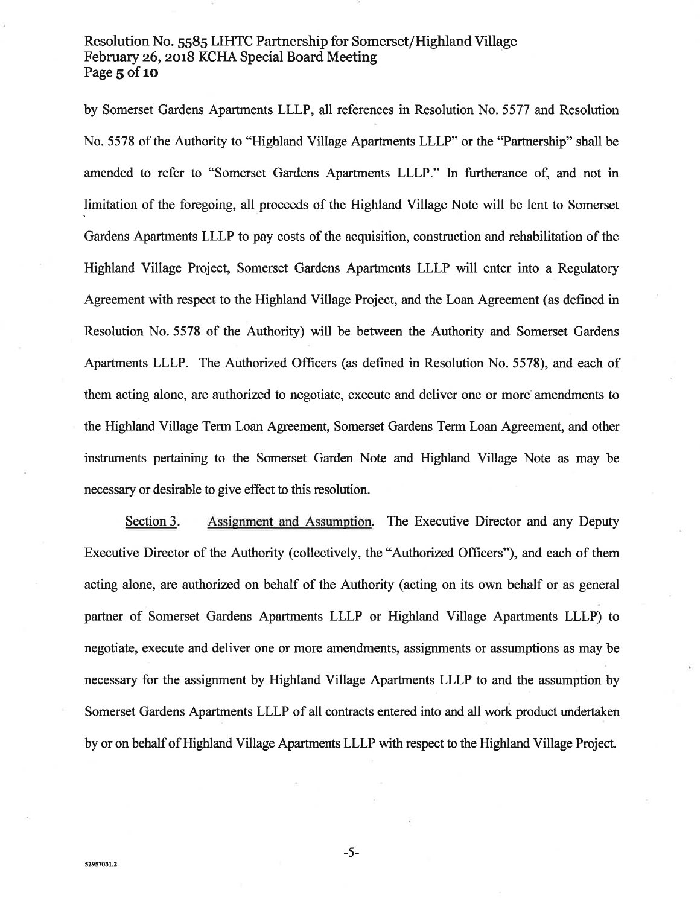by Somerset Gardens Apartments LLLP, all references in Resolution No. 5577 and Resolution No. 5578 of the Authority to "Highland Village Apartments LLLP" or the "Partnership" shall be amended to refer to "Somerset Gardens Apartments LLLP." In furtherance of, and not in limitation of the foregoing, all proceeds of the Highland Village Note will be lent to Somerset Gardens Apartments LLLP to pay costs of the acquisition, construction and rehabilitation of the Highland Village Project, Somerset Gardens Apartments LLLP will enter into a Regulatory Agreement with respect to the Highland Village Project, and the Loan Agreement (as defined in Resolution No. 5578 of the Authority) will be between the Authority and Somerset Gardens Apartments LLLP. The Authorized Officers (as defined in Resolution No. 5578), and each of them acting alone, are authorized to negotiate, execute and deliver one or more amendments to the Highland Village Term Loan Agreement, Somerset Gardens Term Loan Agreement, and other instruments pertaining to the Somerset Garden Note and Highland Village Note as may be necessary or desirable to give effect to this resolution.

Section 3. Assignment and Assumption. The Executive Director and any Deputy Executive Director of the Authority (collectively, the "Authorized Officers"), and each of them acting alone, are authorized on behalf of the Authority (acting on its own behalf or as general partner of Somerset Gardens Apartments LLLP or Highland Village Apartments LLLP) to negotiate, execute and deliver one or more amendments, assignments or assumptions as may be necessary for the assignment by Highland Village Apartments LLLP to and the assumption by Somerset Gardens Apartments LLLP of all contracts entered into and all work product undertaken by or on behalf of Highland Village Apartments LLLP with respect to the Highland Village Project.

52957031.2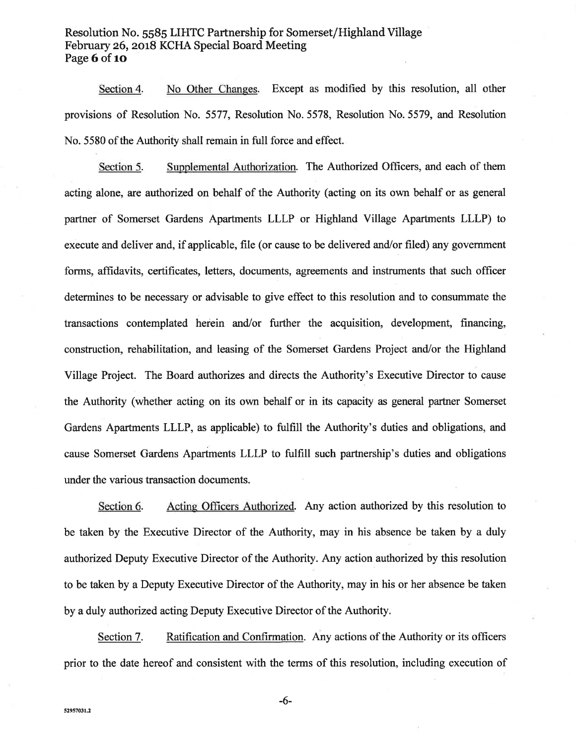Section 4. No Other Changes. Except as modified by this resolution, all other provisions of Resolution No. 5577, Resolution No. 5578, Resolution No. 5579, and Resolution No. 5580 of the Authority shall remain in full force and effect.

Section 5. Supplemental Authorization. The Authorized Officers, and each of them acting alone, are authorized on behalf of the Authority (acting on its own behalf or as general partner of Somerset Gardens Apartments LLLP or Highland Village Apartments LLLP) to execute and deliver and, if applicable, file (or cause to be delivered and/or filed) any government forms, affidavits, certificates, letters, documents, agreements and instruments that such officer determines to be necessary or advisable to give effect to this resolution and to consummate the transactions contemplated herein and/or further the acquisition, development, financing, construction, rehabilitation, and leasing of the Somerset Gardens Project and/or the Highland Village Project. The Board authorizes and directs the Authority's Executive Director to cause the Authority (whether acting on its own behalf or in its capacity as general partner Somerset Gardens Apartments LLLP, as applicable) to fulfill the Authority's duties and obligations, and cause Somerset Gardens Apartments LLLP to fulfill such partnership's duties and obligations under the various transaction documents.

Section 6. Acting Officers Authorized. Any action authorized by this resolution to be taken by the Executive Director of the Authority, may in his absence be taken by a duly authorized Deputy Executive Director of the Authority. Any action authorized by this resolution to be taken by a Deputy Executive Director of the Authority, may in his or her absence be taken by a duly authorized acting Deputy Executive Director of the Authority.

Section 7. Ratification and Confirmation. Any actions of the Authority or its officers prior to the date hereof and consistent with the terms of this resolution, including execution of

52957031.2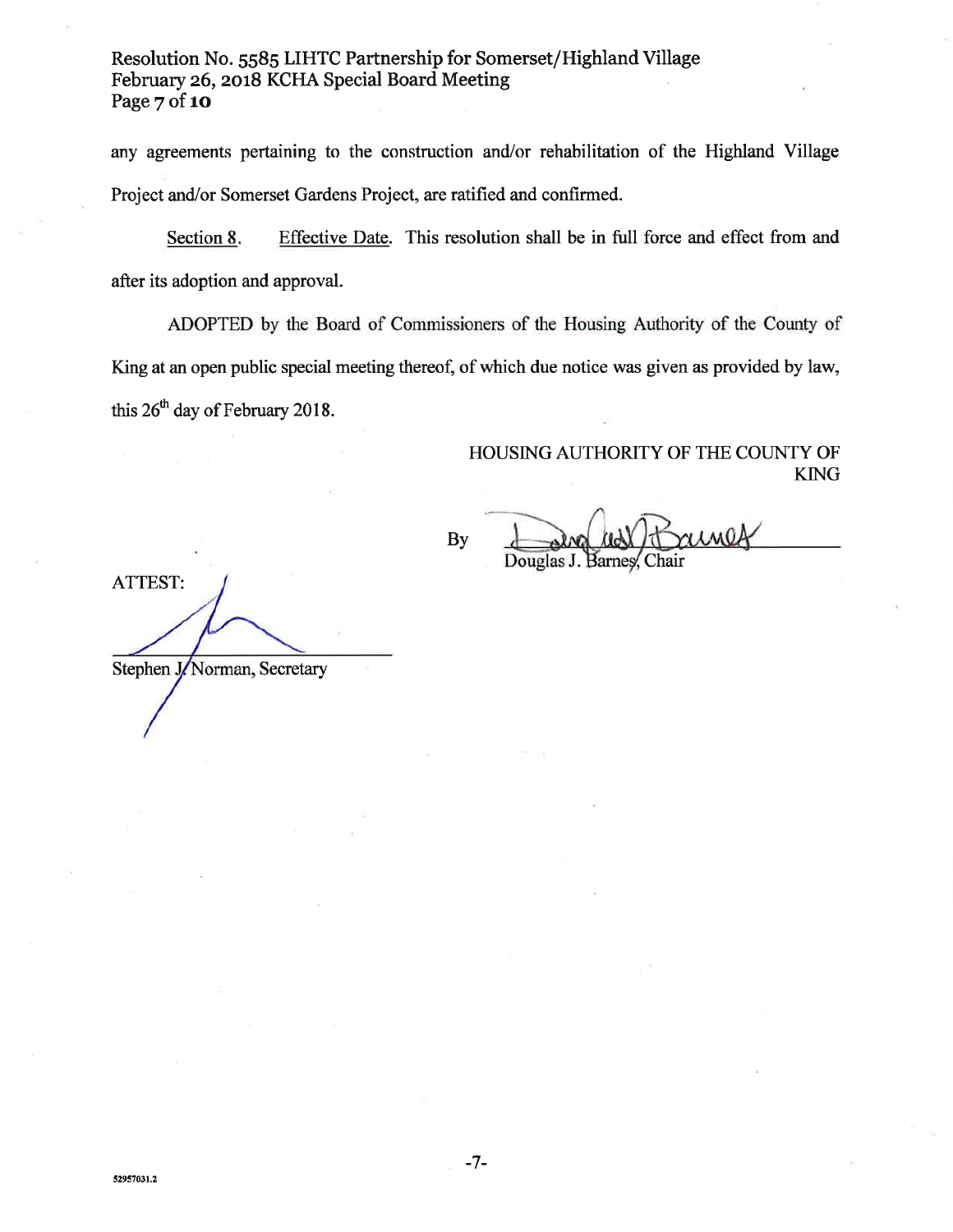any agreements pertaining to the construction and/or rehabilitation of the Highland Village Project and/or Somerset Gardens Project, are ratified and confirmed.

<u>Section 8</u>. <u>Effective Date</u>. This resolution shall be in full force and effect from and after its adoption and approval.

ADOPTED by the Board of Commissioners of the Housing Authority of the County of King at an open public special meeting thereof, of which due notice was given as provided by law, this 26th day of February 2018.

HOUSING AUTHORITY OF THE COUNTY OF KING

By ______________________
Douglas J. Barnes, Chair

ATTEST:

______________________
Stephen J. Norman, Secretary

52957031.2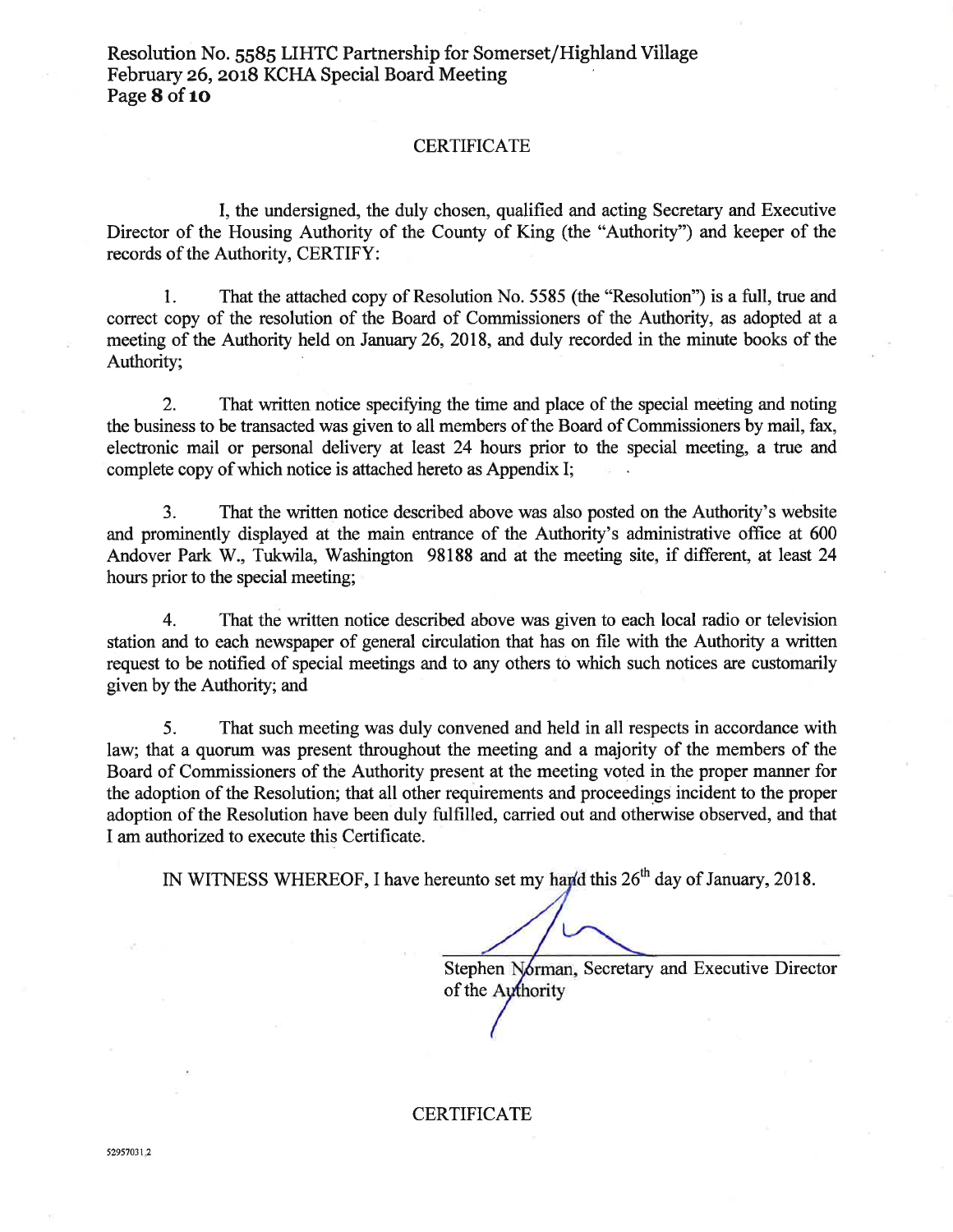## CERTIFICATE

I, the undersigned, the duly chosen, qualified and acting Secretary and Executive Director of the Housing Authority of the County of King (the "Authority") and keeper of the records of the Authority, CERTIFY:

1. That the attached copy of Resolution No. 5585 (the "Resolution") is a full, true and correct copy of the resolution of the Board of Commissioners of the Authority, as adopted at a meeting of the Authority held on January 26, 2018, and duly recorded in the minute books of the Authority;

2. That written notice specifying the time and place of the special meeting and noting the business to be transacted was given to all members of the Board of Commissioners by mail, fax, electronic mail or personal delivery at least 24 hours prior to the special meeting, a true and complete copy of which notice is attached hereto as Appendix I;

3. That the written notice described above was also posted on the Authority's website and prominently displayed at the main entrance of the Authority's administrative office at 600 Andover Park W., Tukwila, Washington 98188 and at the meeting site, if different, at least 24 hours prior to the special meeting;

4. That the written notice described above was given to each local radio or television station and to each newspaper of general circulation that has on file with the Authority a written request to be notified of special meetings and to any others to which such notices are customarily given by the Authority; and

5. That such meeting was duly convened and held in all respects in accordance with law; that a quorum was present throughout the meeting and a majority of the members of the Board of Commissioners of the Authority present at the meeting voted in the proper manner for the adoption of the Resolution; that all other requirements and proceedings incident to the proper adoption of the Resolution have been duly fulfilled, carried out and otherwise observed, and that I am authorized to execute this Certificate.

IN WITNESS WHEREOF, I have hereunto set my hand this 26th day of January, 2018.

Stephen Norman, Secretary and Executive Director of the Authority

## CERTIFICATE

52957031.2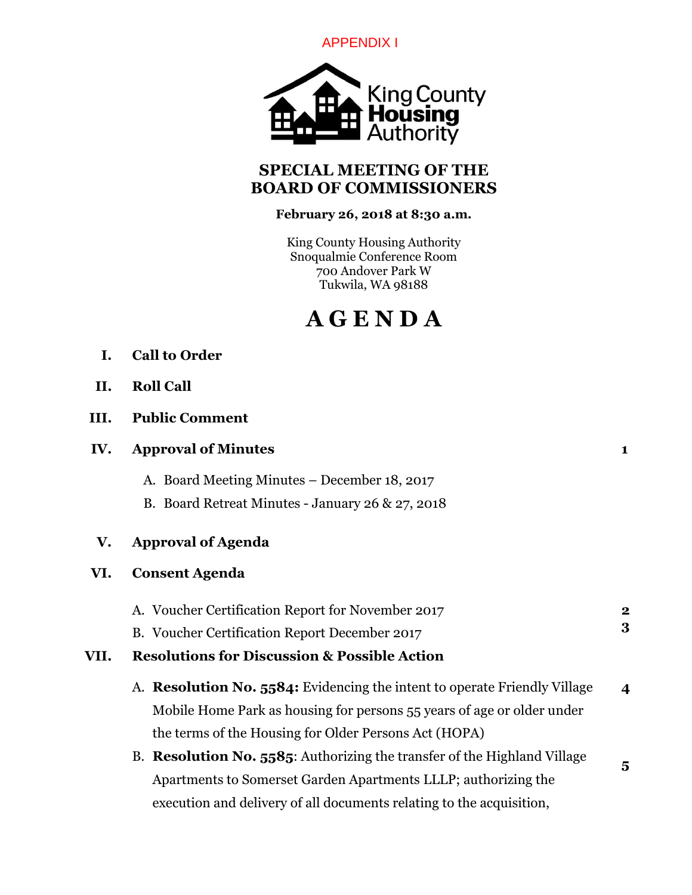APPENDIX I

King County Housing Authority

# SPECIAL MEETING OF THE BOARD OF COMMISSIONERS

**February 26, 2018 at 8:30 a.m.**

King County Housing Authority
Snoqualmie Conference Room
700 Andover Park W
Tukwila, WA 98188

# A G E N D A

**I. Call to Order**

**II. Roll Call**

**III. Public Comment**

**IV. Approval of Minutes** **1**

A. Board Meeting Minutes – December 18, 2017

B. Board Retreat Minutes - January 26 & 27, 2018

**V. Approval of Agenda**

**VI. Consent Agenda**

A. Voucher Certification Report for November 2017 **2**

B. Voucher Certification Report December 2017 **3**

**VII. Resolutions for Discussion & Possible Action**

A. **Resolution No. 5584:** Evidencing the intent to operate Friendly Village Mobile Home Park as housing for persons 55 years of age or older under the terms of the Housing for Older Persons Act (HOPA) **4**

B. **Resolution No. 5585**: Authorizing the transfer of the Highland Village Apartments to Somerset Garden Apartments LLLP; authorizing the execution and delivery of all documents relating to the acquisition, **5**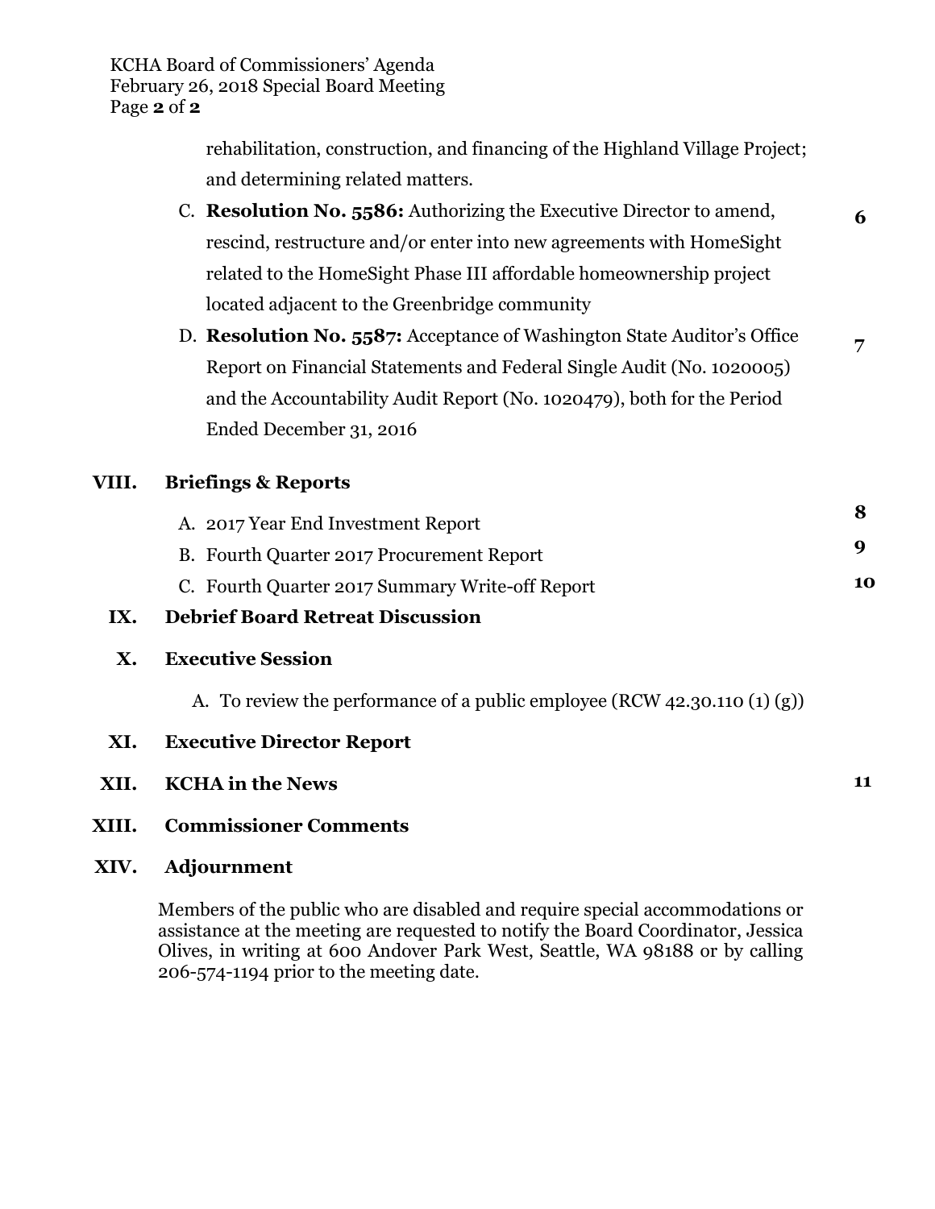rehabilitation, construction, and financing of the Highland Village Project; and determining related matters.

C. **Resolution No. 5586:** Authorizing the Executive Director to amend, rescind, restructure and/or enter into new agreements with HomeSight related to the HomeSight Phase III affordable homeownership project located adjacent to the Greenbridge community — **6**

D. **Resolution No. 5587:** Acceptance of Washington State Auditor's Office Report on Financial Statements and Federal Single Audit (No. 1020005) and the Accountability Audit Report (No. 1020479), both for the Period Ended December 31, 2016 — **7**

## VIII. Briefings & Reports

A. 2017 Year End Investment Report — **8**
B. Fourth Quarter 2017 Procurement Report — **9**
C. Fourth Quarter 2017 Summary Write-off Report — **10**

## IX. Debrief Board Retreat Discussion

## X. Executive Session

A. To review the performance of a public employee (RCW 42.30.110 (1) (g))

## XI. Executive Director Report

## XII. KCHA in the News — **11**

## XIII. Commissioner Comments

## XIV. Adjournment

Members of the public who are disabled and require special accommodations or assistance at the meeting are requested to notify the Board Coordinator, Jessica Olives, in writing at 600 Andover Park West, Seattle, WA 98188 or by calling 206-574-1194 prior to the meeting date.